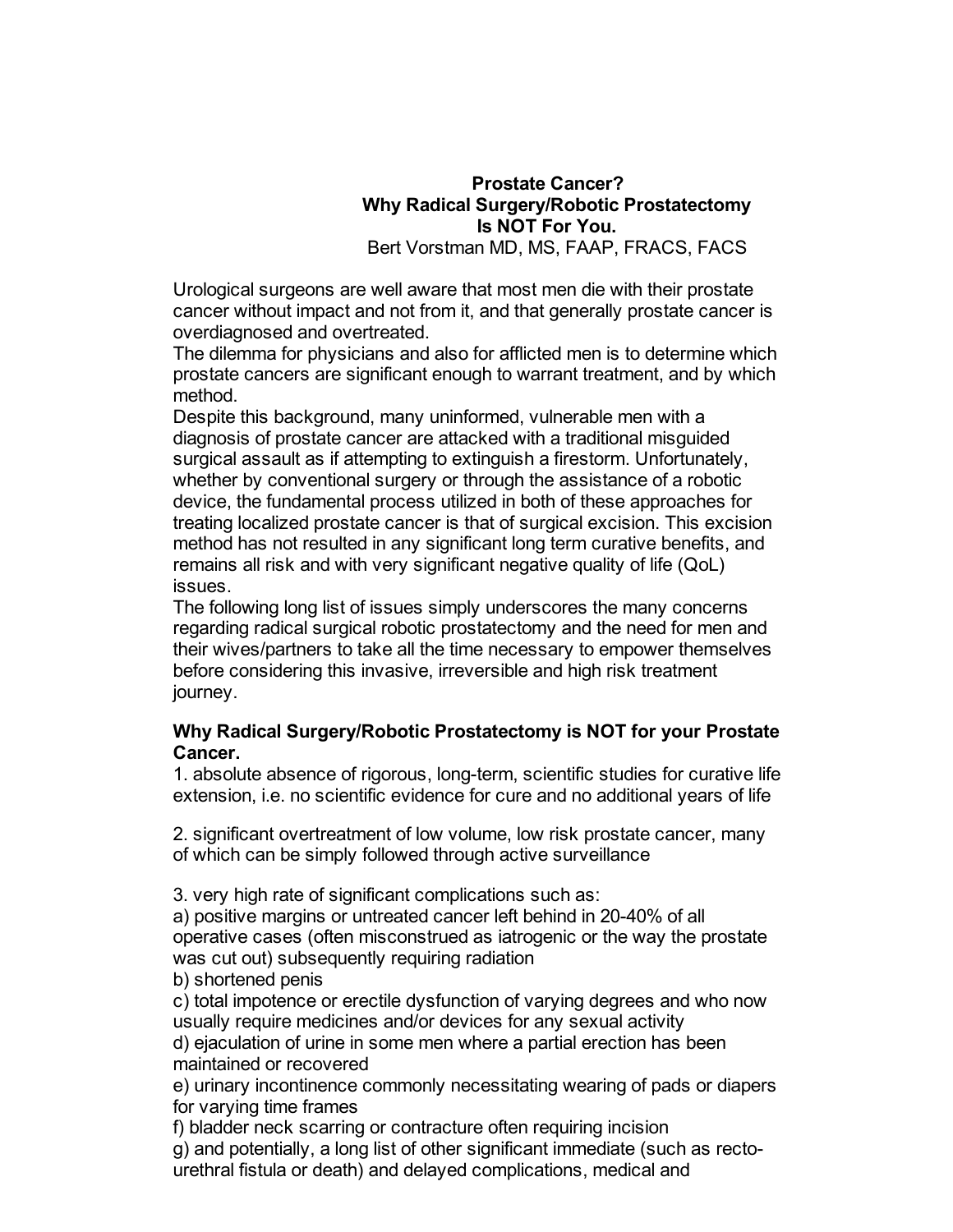# Prostate Cancer?
# Why Radical Surgery/Robotic Prostatectomy Is NOT For You.

Bert Vorstman MD, MS, FAAP, FRACS, FACS

Urological surgeons are well aware that most men die with their prostate cancer without impact and not from it, and that generally prostate cancer is overdiagnosed and overtreated.

The dilemma for physicians and also for afflicted men is to determine which prostate cancers are significant enough to warrant treatment, and by which method.

Despite this background, many uninformed, vulnerable men with a diagnosis of prostate cancer are attacked with a traditional misguided surgical assault as if attempting to extinguish a firestorm. Unfortunately, whether by conventional surgery or through the assistance of a robotic device, the fundamental process utilized in both of these approaches for treating localized prostate cancer is that of surgical excision. This excision method has not resulted in any significant long term curative benefits, and remains all risk and with very significant negative quality of life (QoL) issues.

The following long list of issues simply underscores the many concerns regarding radical surgical robotic prostatectomy and the need for men and their wives/partners to take all the time necessary to empower themselves before considering this invasive, irreversible and high risk treatment journey.

**Why Radical Surgery/Robotic Prostatectomy is NOT for your Prostate Cancer.**

1. absolute absence of rigorous, long-term, scientific studies for curative life extension, i.e. no scientific evidence for cure and no additional years of life

2. significant overtreatment of low volume, low risk prostate cancer, many of which can be simply followed through active surveillance

3. very high rate of significant complications such as:
a) positive margins or untreated cancer left behind in 20-40% of all operative cases (often misconstrued as iatrogenic or the way the prostate was cut out) subsequently requiring radiation
b) shortened penis
c) total impotence or erectile dysfunction of varying degrees and who now usually require medicines and/or devices for any sexual activity
d) ejaculation of urine in some men where a partial erection has been maintained or recovered
e) urinary incontinence commonly necessitating wearing of pads or diapers for varying time frames
f) bladder neck scarring or contracture often requiring incision
g) and potentially, a long list of other significant immediate (such as recto-urethral fistula or death) and delayed complications, medical and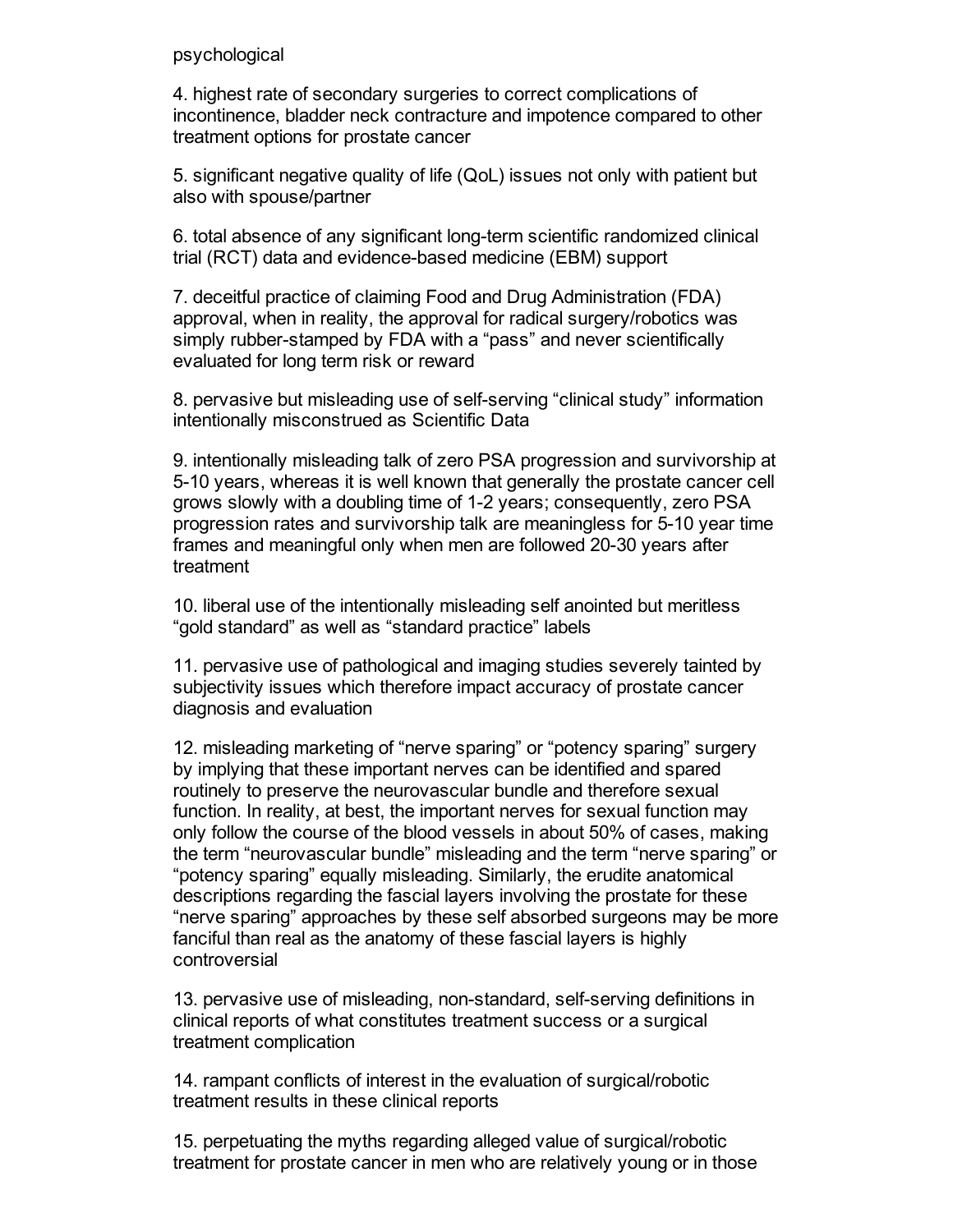psychological

4. highest rate of secondary surgeries to correct complications of incontinence, bladder neck contracture and impotence compared to other treatment options for prostate cancer

5. significant negative quality of life (QoL) issues not only with patient but also with spouse/partner

6. total absence of any significant long-term scientific randomized clinical trial (RCT) data and evidence-based medicine (EBM) support

7. deceitful practice of claiming Food and Drug Administration (FDA) approval, when in reality, the approval for radical surgery/robotics was simply rubber-stamped by FDA with a “pass” and never scientifically evaluated for long term risk or reward

8. pervasive but misleading use of self-serving “clinical study” information intentionally misconstrued as Scientific Data

9. intentionally misleading talk of zero PSA progression and survivorship at 5-10 years, whereas it is well known that generally the prostate cancer cell grows slowly with a doubling time of 1-2 years; consequently, zero PSA progression rates and survivorship talk are meaningless for 5-10 year time frames and meaningful only when men are followed 20-30 years after treatment

10. liberal use of the intentionally misleading self anointed but meritless “gold standard” as well as “standard practice” labels

11. pervasive use of pathological and imaging studies severely tainted by subjectivity issues which therefore impact accuracy of prostate cancer diagnosis and evaluation

12. misleading marketing of “nerve sparing” or “potency sparing” surgery by implying that these important nerves can be identified and spared routinely to preserve the neurovascular bundle and therefore sexual function. In reality, at best, the important nerves for sexual function may only follow the course of the blood vessels in about 50% of cases, making the term “neurovascular bundle” misleading and the term “nerve sparing” or “potency sparing” equally misleading. Similarly, the erudite anatomical descriptions regarding the fascial layers involving the prostate for these “nerve sparing” approaches by these self absorbed surgeons may be more fanciful than real as the anatomy of these fascial layers is highly controversial

13. pervasive use of misleading, non-standard, self-serving definitions in clinical reports of what constitutes treatment success or a surgical treatment complication

14. rampant conflicts of interest in the evaluation of surgical/robotic treatment results in these clinical reports

15. perpetuating the myths regarding alleged value of surgical/robotic treatment for prostate cancer in men who are relatively young or in those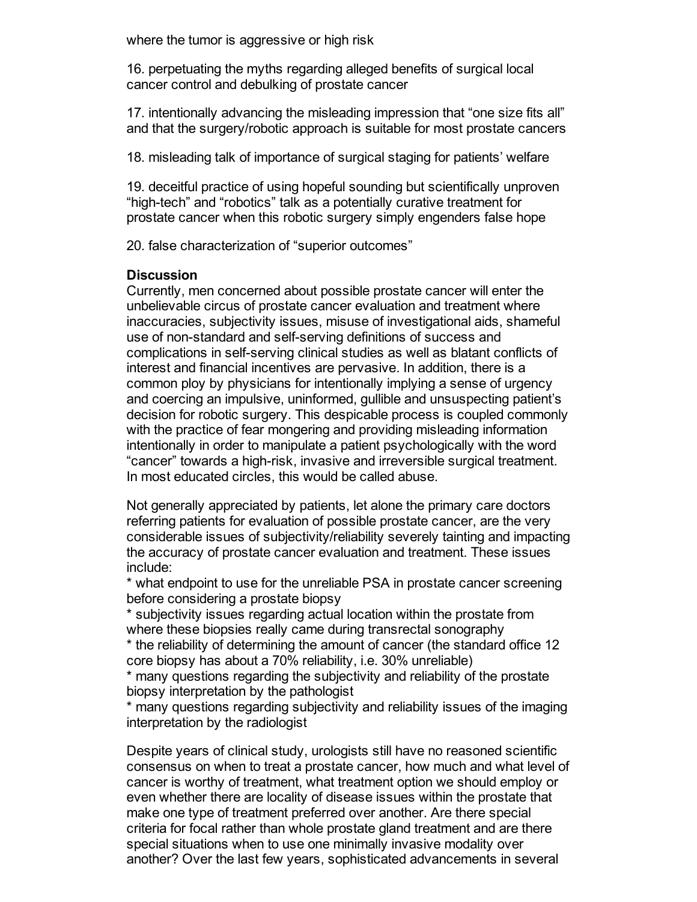where the tumor is aggressive or high risk

16. perpetuating the myths regarding alleged benefits of surgical local cancer control and debulking of prostate cancer

17. intentionally advancing the misleading impression that “one size fits all” and that the surgery/robotic approach is suitable for most prostate cancers

18. misleading talk of importance of surgical staging for patients’ welfare

19. deceitful practice of using hopeful sounding but scientifically unproven “high-tech” and “robotics” talk as a potentially curative treatment for prostate cancer when this robotic surgery simply engenders false hope

20. false characterization of “superior outcomes”

**Discussion**

Currently, men concerned about possible prostate cancer will enter the unbelievable circus of prostate cancer evaluation and treatment where inaccuracies, subjectivity issues, misuse of investigational aids, shameful use of non-standard and self-serving definitions of success and complications in self-serving clinical studies as well as blatant conflicts of interest and financial incentives are pervasive. In addition, there is a common ploy by physicians for intentionally implying a sense of urgency and coercing an impulsive, uninformed, gullible and unsuspecting patient’s decision for robotic surgery. This despicable process is coupled commonly with the practice of fear mongering and providing misleading information intentionally in order to manipulate a patient psychologically with the word “cancer” towards a high-risk, invasive and irreversible surgical treatment. In most educated circles, this would be called abuse.

Not generally appreciated by patients, let alone the primary care doctors referring patients for evaluation of possible prostate cancer, are the very considerable issues of subjectivity/reliability severely tainting and impacting the accuracy of prostate cancer evaluation and treatment. These issues include:

* what endpoint to use for the unreliable PSA in prostate cancer screening before considering a prostate biopsy
* subjectivity issues regarding actual location within the prostate from where these biopsies really came during transrectal sonography
* the reliability of determining the amount of cancer (the standard office 12 core biopsy has about a 70% reliability, i.e. 30% unreliable)
* many questions regarding the subjectivity and reliability of the prostate biopsy interpretation by the pathologist
* many questions regarding subjectivity and reliability issues of the imaging interpretation by the radiologist

Despite years of clinical study, urologists still have no reasoned scientific consensus on when to treat a prostate cancer, how much and what level of cancer is worthy of treatment, what treatment option we should employ or even whether there are locality of disease issues within the prostate that make one type of treatment preferred over another. Are there special criteria for focal rather than whole prostate gland treatment and are there special situations when to use one minimally invasive modality over another? Over the last few years, sophisticated advancements in several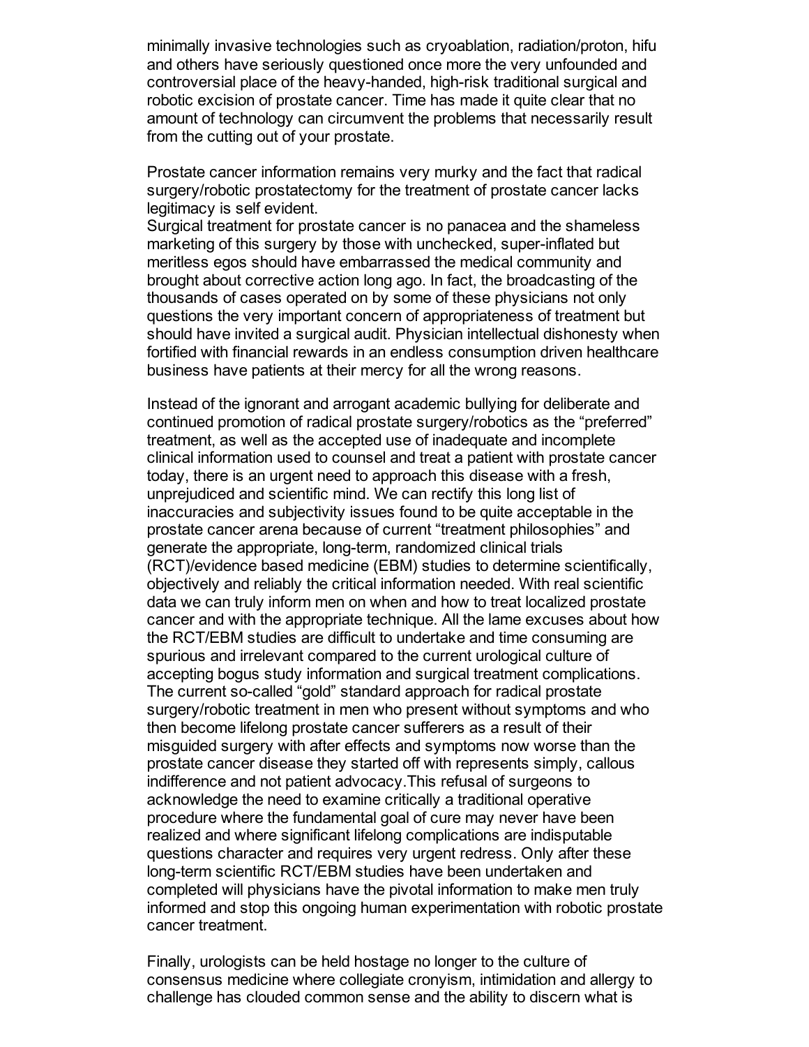minimally invasive technologies such as cryoablation, radiation/proton, hifu and others have seriously questioned once more the very unfounded and controversial place of the heavy-handed, high-risk traditional surgical and robotic excision of prostate cancer. Time has made it quite clear that no amount of technology can circumvent the problems that necessarily result from the cutting out of your prostate.

Prostate cancer information remains very murky and the fact that radical surgery/robotic prostatectomy for the treatment of prostate cancer lacks legitimacy is self evident.
Surgical treatment for prostate cancer is no panacea and the shameless marketing of this surgery by those with unchecked, super-inflated but meritless egos should have embarrassed the medical community and brought about corrective action long ago. In fact, the broadcasting of the thousands of cases operated on by some of these physicians not only questions the very important concern of appropriateness of treatment but should have invited a surgical audit. Physician intellectual dishonesty when fortified with financial rewards in an endless consumption driven healthcare business have patients at their mercy for all the wrong reasons.

Instead of the ignorant and arrogant academic bullying for deliberate and continued promotion of radical prostate surgery/robotics as the “preferred” treatment, as well as the accepted use of inadequate and incomplete clinical information used to counsel and treat a patient with prostate cancer today, there is an urgent need to approach this disease with a fresh, unprejudiced and scientific mind. We can rectify this long list of inaccuracies and subjectivity issues found to be quite acceptable in the prostate cancer arena because of current “treatment philosophies” and generate the appropriate, long-term, randomized clinical trials (RCT)/evidence based medicine (EBM) studies to determine scientifically, objectively and reliably the critical information needed. With real scientific data we can truly inform men on when and how to treat localized prostate cancer and with the appropriate technique. All the lame excuses about how the RCT/EBM studies are difficult to undertake and time consuming are spurious and irrelevant compared to the current urological culture of accepting bogus study information and surgical treatment complications. The current so-called “gold” standard approach for radical prostate surgery/robotic treatment in men who present without symptoms and who then become lifelong prostate cancer sufferers as a result of their misguided surgery with after effects and symptoms now worse than the prostate cancer disease they started off with represents simply, callous indifference and not patient advocacy.This refusal of surgeons to acknowledge the need to examine critically a traditional operative procedure where the fundamental goal of cure may never have been realized and where significant lifelong complications are indisputable questions character and requires very urgent redress. Only after these long-term scientific RCT/EBM studies have been undertaken and completed will physicians have the pivotal information to make men truly informed and stop this ongoing human experimentation with robotic prostate cancer treatment.

Finally, urologists can be held hostage no longer to the culture of consensus medicine where collegiate cronyism, intimidation and allergy to challenge has clouded common sense and the ability to discern what is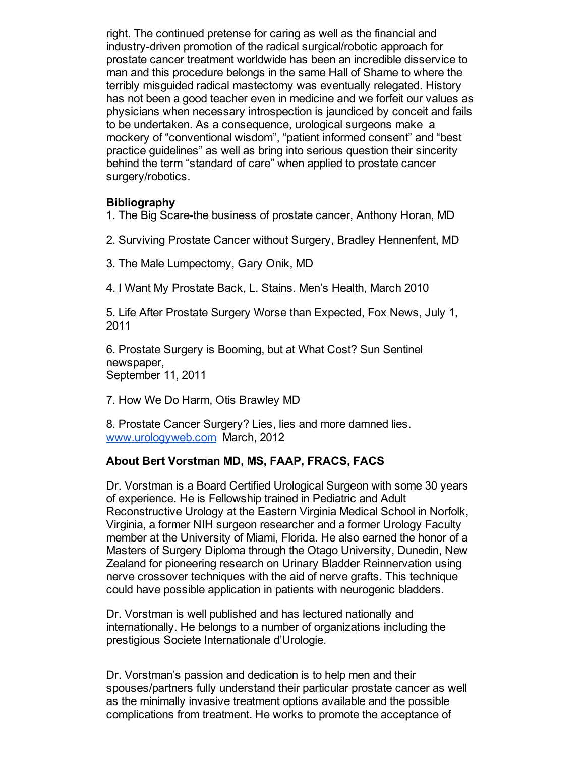right. The continued pretense for caring as well as the financial and industry-driven promotion of the radical surgical/robotic approach for prostate cancer treatment worldwide has been an incredible disservice to man and this procedure belongs in the same Hall of Shame to where the terribly misguided radical mastectomy was eventually relegated. History has not been a good teacher even in medicine and we forfeit our values as physicians when necessary introspection is jaundiced by conceit and fails to be undertaken. As a consequence, urological surgeons make a mockery of "conventional wisdom", "patient informed consent" and "best practice guidelines" as well as bring into serious question their sincerity behind the term "standard of care" when applied to prostate cancer surgery/robotics.

**Bibliography**

1. The Big Scare-the business of prostate cancer, Anthony Horan, MD

2. Surviving Prostate Cancer without Surgery, Bradley Hennenfent, MD

3. The Male Lumpectomy, Gary Onik, MD

4. I Want My Prostate Back, L. Stains. Men's Health, March 2010

5. Life After Prostate Surgery Worse than Expected, Fox News, July 1, 2011

6. Prostate Surgery is Booming, but at What Cost? Sun Sentinel newspaper,
September 11, 2011

7. How We Do Harm, Otis Brawley MD

8. Prostate Cancer Surgery? Lies, lies and more damned lies. www.urologyweb.com March, 2012

**About Bert Vorstman MD, MS, FAAP, FRACS, FACS**

Dr. Vorstman is a Board Certified Urological Surgeon with some 30 years of experience. He is Fellowship trained in Pediatric and Adult Reconstructive Urology at the Eastern Virginia Medical School in Norfolk, Virginia, a former NIH surgeon researcher and a former Urology Faculty member at the University of Miami, Florida. He also earned the honor of a Masters of Surgery Diploma through the Otago University, Dunedin, New Zealand for pioneering research on Urinary Bladder Reinnervation using nerve crossover techniques with the aid of nerve grafts. This technique could have possible application in patients with neurogenic bladders.

Dr. Vorstman is well published and has lectured nationally and internationally. He belongs to a number of organizations including the prestigious Societe Internationale d'Urologie.

Dr. Vorstman's passion and dedication is to help men and their spouses/partners fully understand their particular prostate cancer as well as the minimally invasive treatment options available and the possible complications from treatment. He works to promote the acceptance of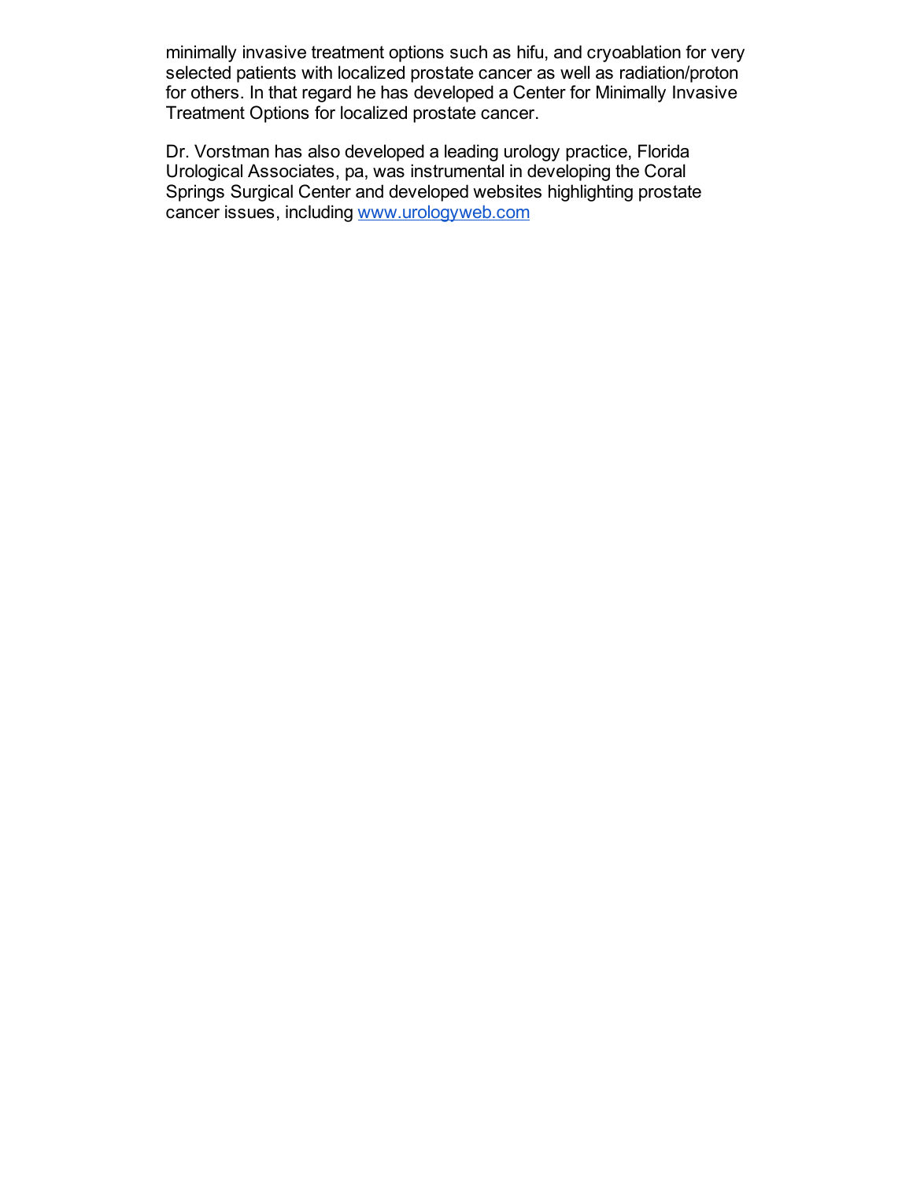minimally invasive treatment options such as hifu, and cryoablation for very selected patients with localized prostate cancer as well as radiation/proton for others. In that regard he has developed a Center for Minimally Invasive Treatment Options for localized prostate cancer.

Dr. Vorstman has also developed a leading urology practice, Florida Urological Associates, pa, was instrumental in developing the Coral Springs Surgical Center and developed websites highlighting prostate cancer issues, including www.urologyweb.com